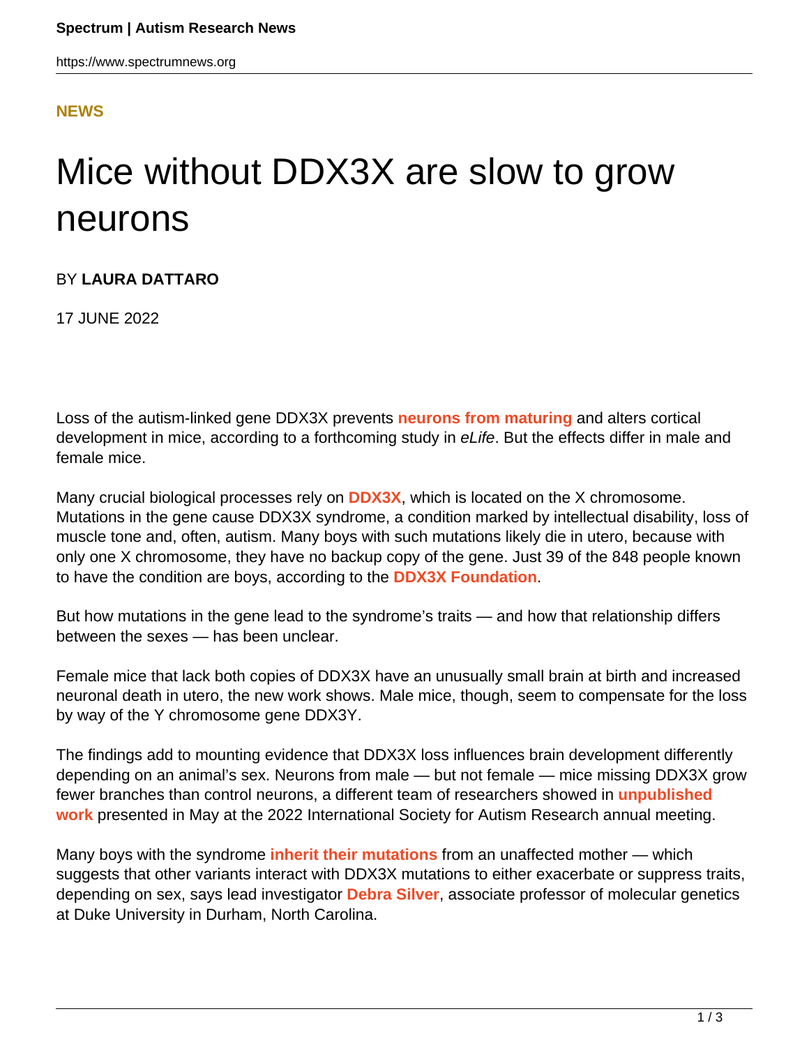NEWS

# Mice without DDX3X are slow to grow neurons

BY **LAURA DATTARO**

17 JUNE 2022

Loss of the autism-linked gene DDX3X prevents **neurons from maturing** and alters cortical development in mice, according to a forthcoming study in *eLife*. But the effects differ in male and female mice.

Many crucial biological processes rely on **DDX3X**, which is located on the X chromosome. Mutations in the gene cause DDX3X syndrome, a condition marked by intellectual disability, loss of muscle tone and, often, autism. Many boys with such mutations likely die in utero, because with only one X chromosome, they have no backup copy of the gene. Just 39 of the 848 people known to have the condition are boys, according to the **DDX3X Foundation**.

But how mutations in the gene lead to the syndrome's traits — and how that relationship differs between the sexes — has been unclear.

Female mice that lack both copies of DDX3X have an unusually small brain at birth and increased neuronal death in utero, the new work shows. Male mice, though, seem to compensate for the loss by way of the Y chromosome gene DDX3Y.

The findings add to mounting evidence that DDX3X loss influences brain development differently depending on an animal's sex. Neurons from male — but not female — mice missing DDX3X grow fewer branches than control neurons, a different team of researchers showed in **unpublished work** presented in May at the 2022 International Society for Autism Research annual meeting.

Many boys with the syndrome **inherit their mutations** from an unaffected mother — which suggests that other variants interact with DDX3X mutations to either exacerbate or suppress traits, depending on sex, says lead investigator **Debra Silver**, associate professor of molecular genetics at Duke University in Durham, North Carolina.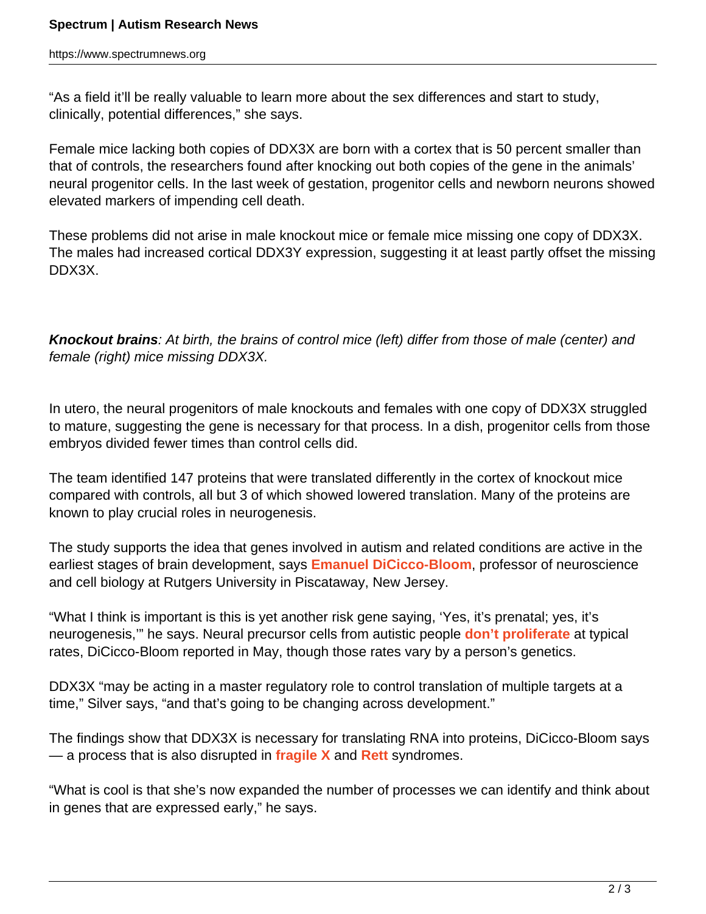“As a field it’ll be really valuable to learn more about the sex differences and start to study, clinically, potential differences,” she says.

Female mice lacking both copies of DDX3X are born with a cortex that is 50 percent smaller than that of controls, the researchers found after knocking out both copies of the gene in the animals’ neural progenitor cells. In the last week of gestation, progenitor cells and newborn neurons showed elevated markers of impending cell death.

These problems did not arise in male knockout mice or female mice missing one copy of DDX3X. The males had increased cortical DDX3Y expression, suggesting it at least partly offset the missing DDX3X.

***Knockout brains**: At birth, the brains of control mice (left) differ from those of male (center) and female (right) mice missing DDX3X.*

In utero, the neural progenitors of male knockouts and females with one copy of DDX3X struggled to mature, suggesting the gene is necessary for that process. In a dish, progenitor cells from those embryos divided fewer times than control cells did.

The team identified 147 proteins that were translated differently in the cortex of knockout mice compared with controls, all but 3 of which showed lowered translation. Many of the proteins are known to play crucial roles in neurogenesis.

The study supports the idea that genes involved in autism and related conditions are active in the earliest stages of brain development, says **Emanuel DiCicco-Bloom**, professor of neuroscience and cell biology at Rutgers University in Piscataway, New Jersey.

“What I think is important is this is yet another risk gene saying, ‘Yes, it’s prenatal; yes, it’s neurogenesis,’” he says. Neural precursor cells from autistic people **don’t proliferate** at typical rates, DiCicco-Bloom reported in May, though those rates vary by a person’s genetics.

DDX3X “may be acting in a master regulatory role to control translation of multiple targets at a time,” Silver says, “and that’s going to be changing across development.”

The findings show that DDX3X is necessary for translating RNA into proteins, DiCicco-Bloom says — a process that is also disrupted in **fragile X** and **Rett** syndromes.

“What is cool is that she’s now expanded the number of processes we can identify and think about in genes that are expressed early,” he says.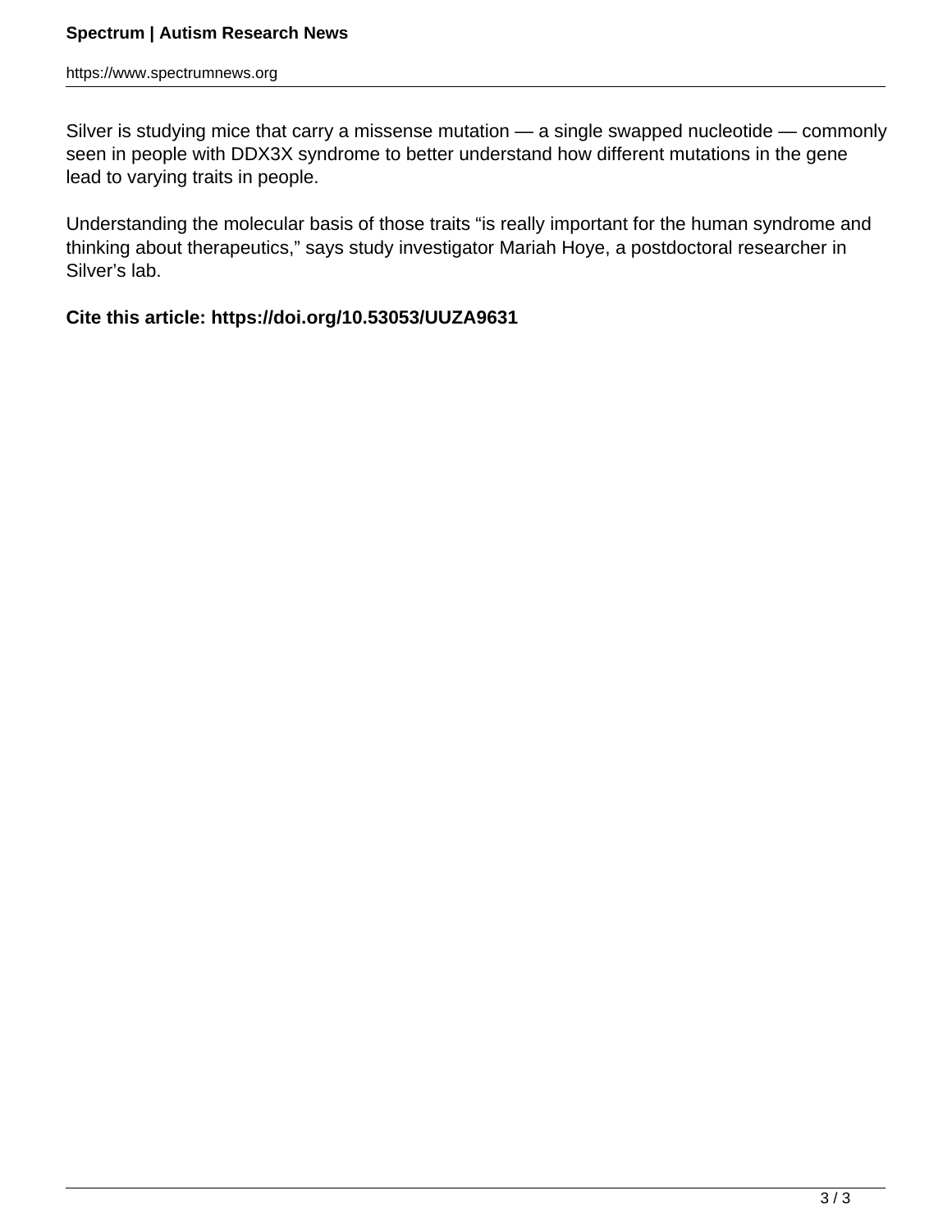Silver is studying mice that carry a missense mutation — a single swapped nucleotide — commonly seen in people with DDX3X syndrome to better understand how different mutations in the gene lead to varying traits in people.

Understanding the molecular basis of those traits “is really important for the human syndrome and thinking about therapeutics,” says study investigator Mariah Hoye, a postdoctoral researcher in Silver’s lab.

**Cite this article: https://doi.org/10.53053/UUZA9631**